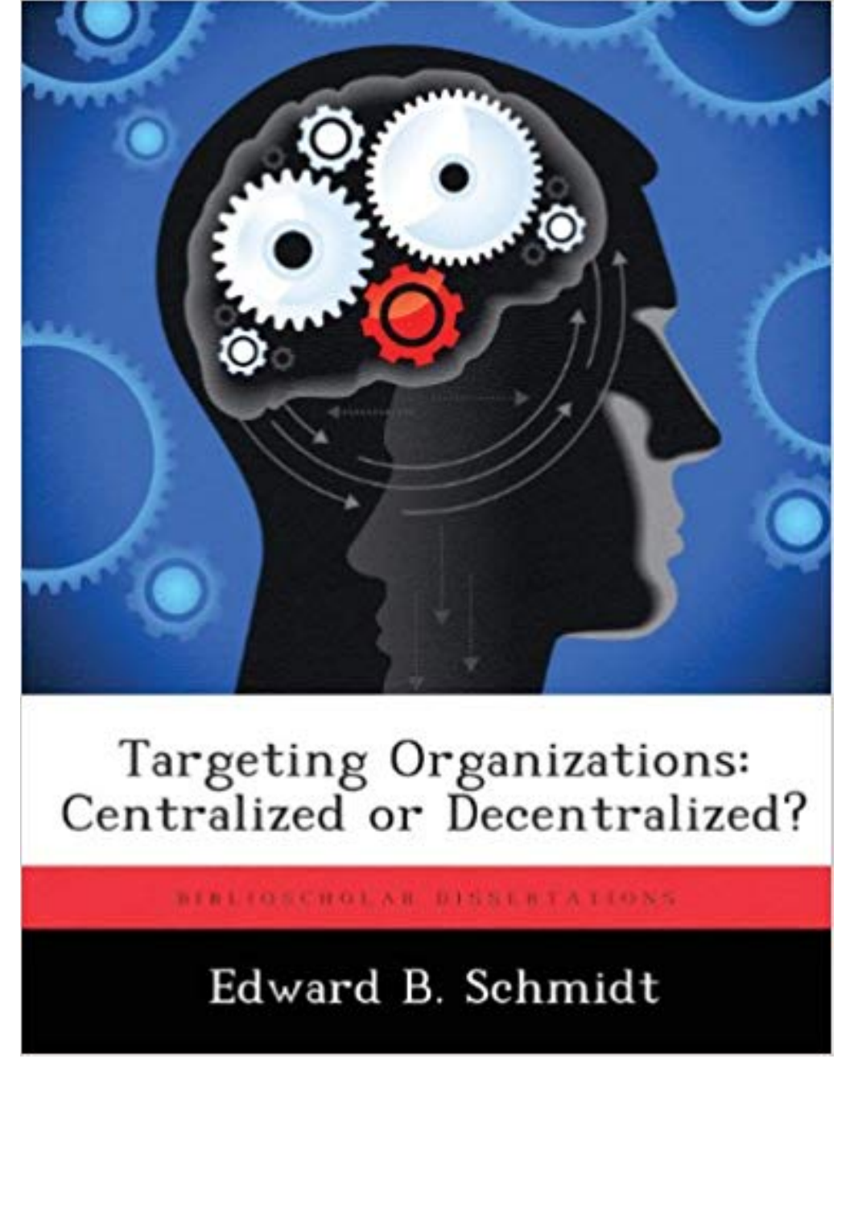# Targeting Organizations: Centralized or Decentralized?

BIBLIOSCHOLAR DISSERTATIONS

Edward B. Schmidt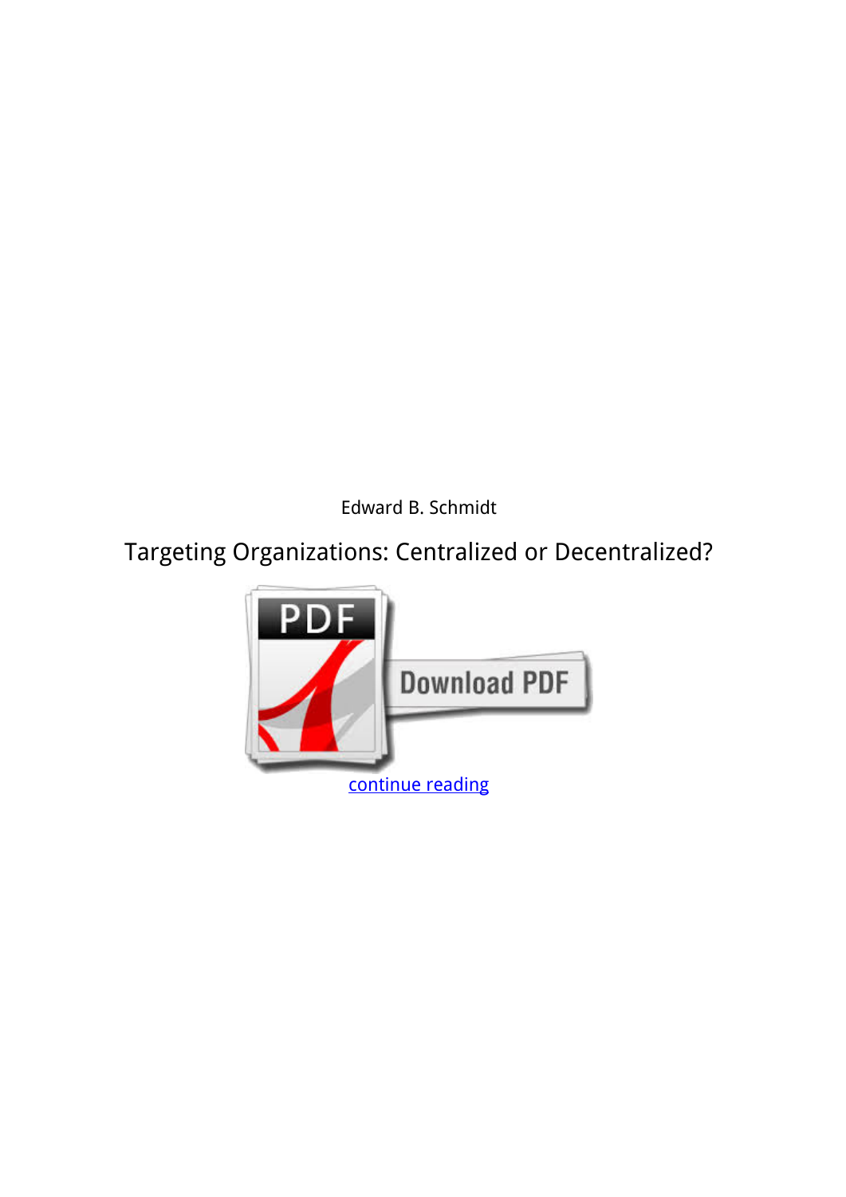Edward B. Schmidt

# Targeting Organizations: Centralized or Decentralized?

continue reading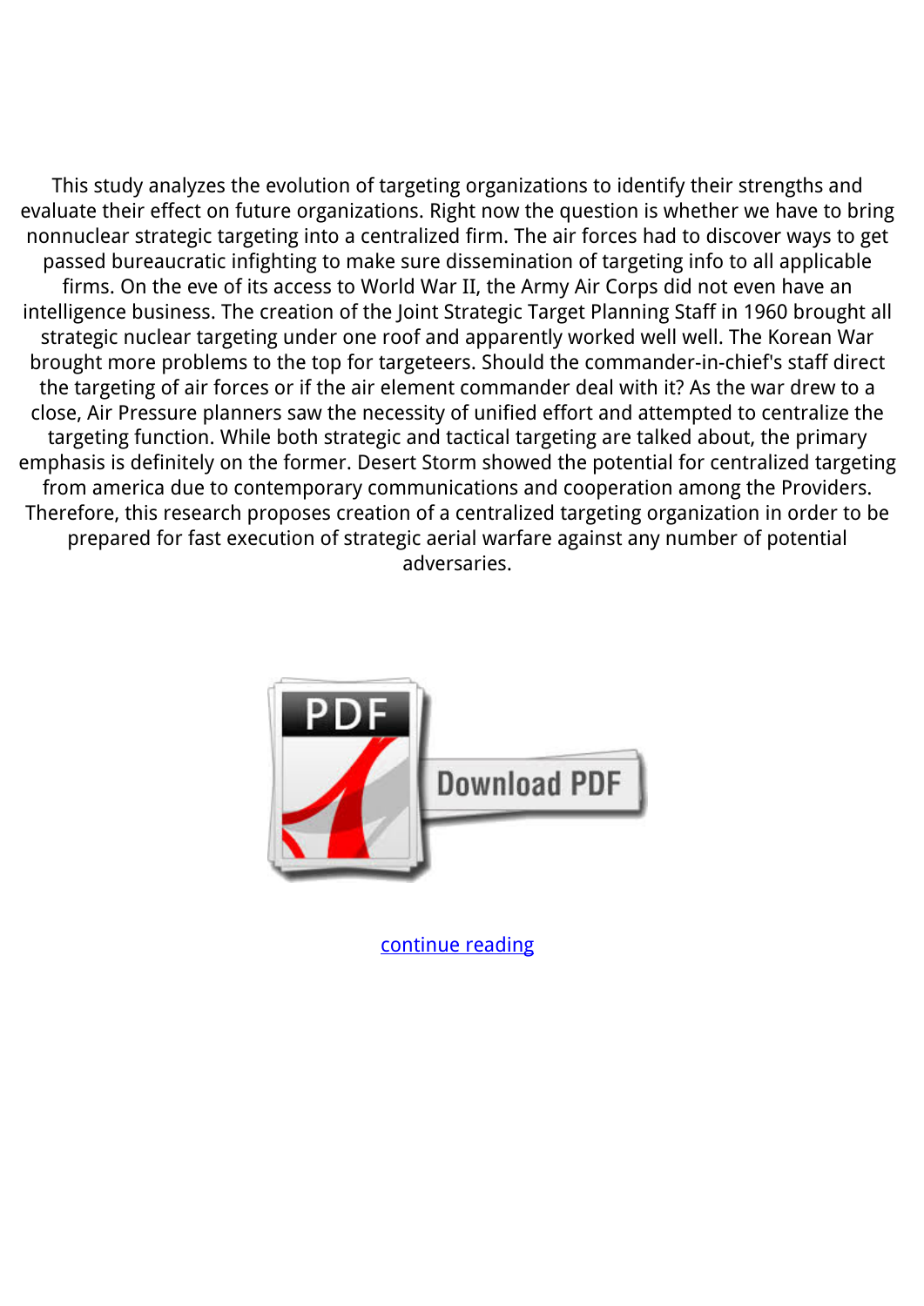This study analyzes the evolution of targeting organizations to identify their strengths and evaluate their effect on future organizations. Right now the question is whether we have to bring nonnuclear strategic targeting into a centralized firm. The air forces had to discover ways to get passed bureaucratic infighting to make sure dissemination of targeting info to all applicable firms. On the eve of its access to World War II, the Army Air Corps did not even have an intelligence business. The creation of the Joint Strategic Target Planning Staff in 1960 brought all strategic nuclear targeting under one roof and apparently worked well well. The Korean War brought more problems to the top for targeteers. Should the commander-in-chief's staff direct the targeting of air forces or if the air element commander deal with it? As the war drew to a close, Air Pressure planners saw the necessity of unified effort and attempted to centralize the targeting function. While both strategic and tactical targeting are talked about, the primary emphasis is definitely on the former. Desert Storm showed the potential for centralized targeting from america due to contemporary communications and cooperation among the Providers. Therefore, this research proposes creation of a centralized targeting organization in order to be prepared for fast execution of strategic aerial warfare against any number of potential adversaries.

continue reading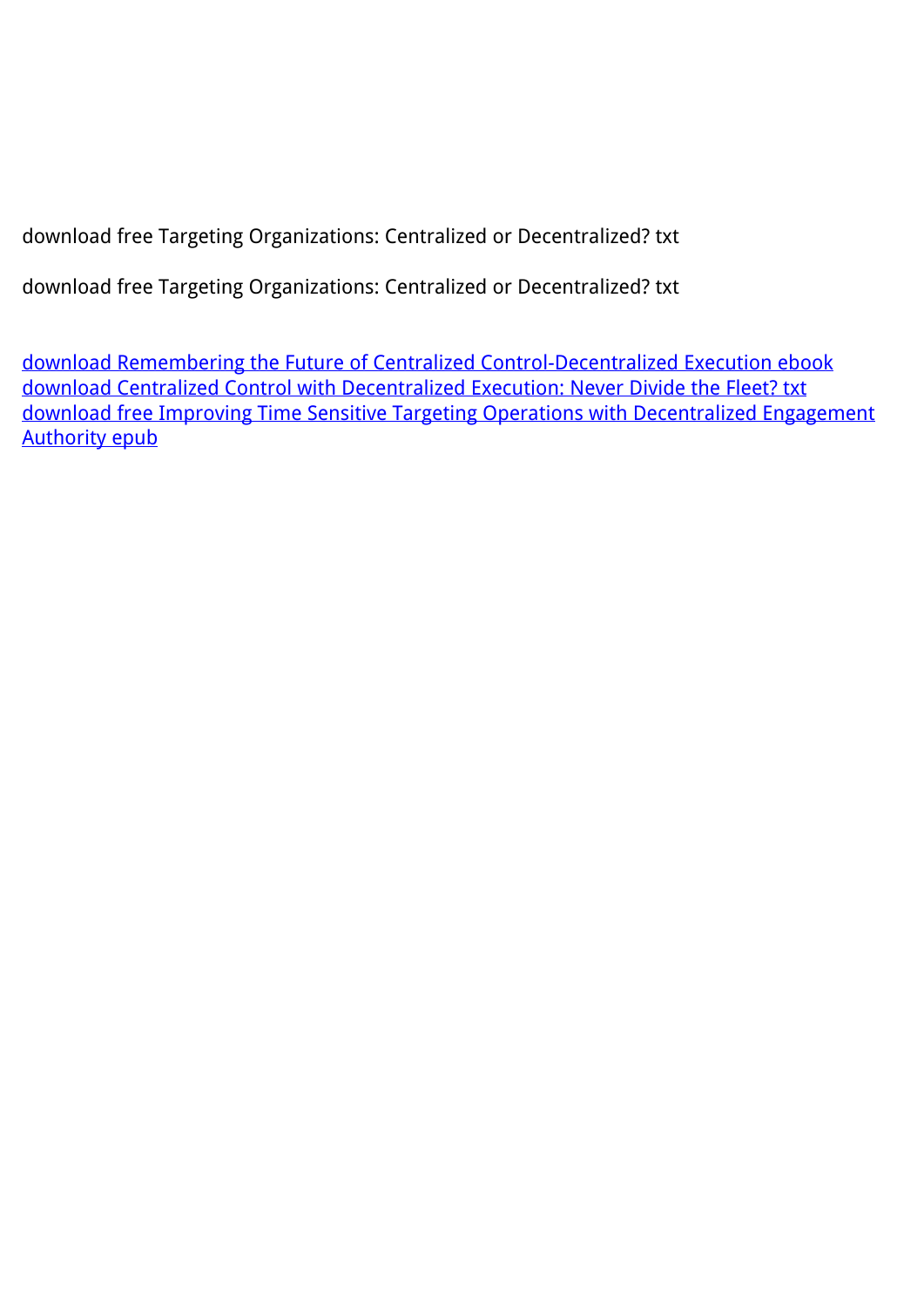download free Targeting Organizations: Centralized or Decentralized? txt

download free Targeting Organizations: Centralized or Decentralized? txt

download Remembering the Future of Centralized Control-Decentralized Execution ebook
download Centralized Control with Decentralized Execution: Never Divide the Fleet? txt
download free Improving Time Sensitive Targeting Operations with Decentralized Engagement Authority epub